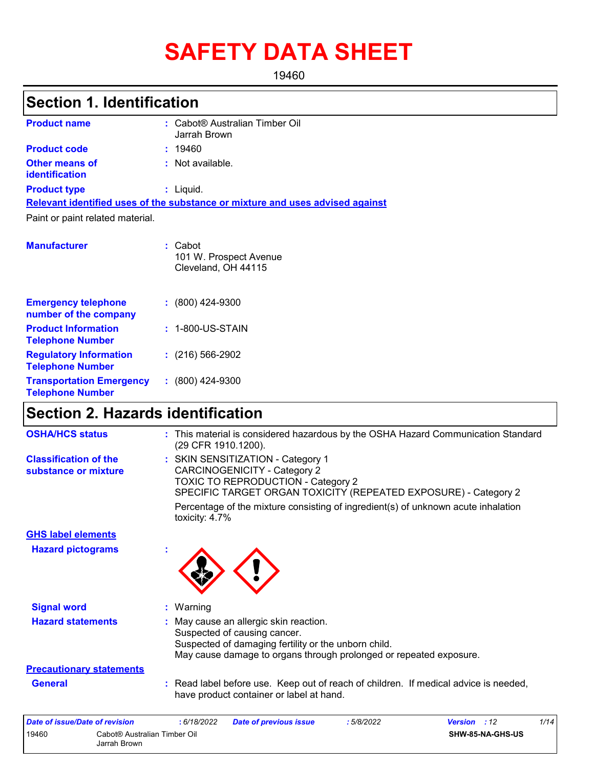# SAFETY DATA SHEET

19460

## Section 1. Identification

**Product name** : Cabot® Australian Timber Oil Jarrah Brown

**Product code** : 19460

**Other means of identification** : Not available.

**Product type** : Liquid.

**Relevant identified uses of the substance or mixture and uses advised against**

Paint or paint related material.

**Manufacturer** : Cabot
101 W. Prospect Avenue
Cleveland, OH 44115

**Emergency telephone number of the company** : (800) 424-9300

**Product Information Telephone Number** : 1-800-US-STAIN

**Regulatory Information Telephone Number** : (216) 566-2902

**Transportation Emergency Telephone Number** : (800) 424-9300

## Section 2. Hazards identification

**OSHA/HCS status** : This material is considered hazardous by the OSHA Hazard Communication Standard (29 CFR 1910.1200).

**Classification of the substance or mixture** : SKIN SENSITIZATION - Category 1
CARCINOGENICITY - Category 2
TOXIC TO REPRODUCTION - Category 2
SPECIFIC TARGET ORGAN TOXICITY (REPEATED EXPOSURE) - Category 2

Percentage of the mixture consisting of ingredient(s) of unknown acute inhalation toxicity: 4.7%

**GHS label elements**

**Hazard pictograms** :

**Signal word** : Warning

**Hazard statements** : May cause an allergic skin reaction.
Suspected of causing cancer.
Suspected of damaging fertility or the unborn child.
May cause damage to organs through prolonged or repeated exposure.

**Precautionary statements**

**General** : Read label before use. Keep out of reach of children. If medical advice is needed, have product container or label at hand.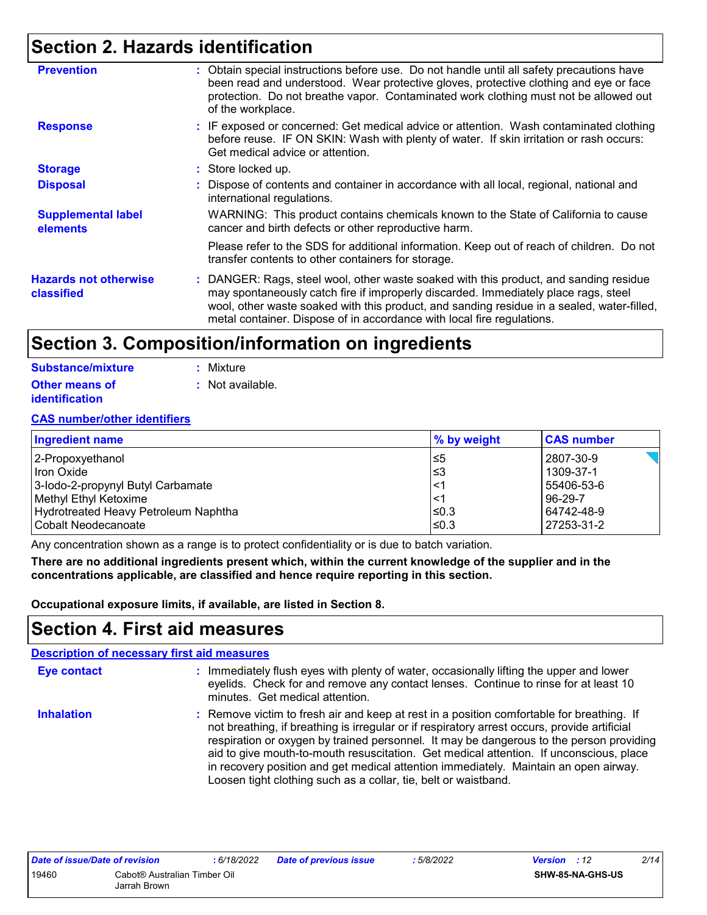## Section 2. Hazards identification

**Prevention** : Obtain special instructions before use. Do not handle until all safety precautions have been read and understood. Wear protective gloves, protective clothing and eye or face protection. Do not breathe vapor. Contaminated work clothing must not be allowed out of the workplace.

**Response** : IF exposed or concerned: Get medical advice or attention. Wash contaminated clothing before reuse. IF ON SKIN: Wash with plenty of water. If skin irritation or rash occurs: Get medical advice or attention.

**Storage** : Store locked up.

**Disposal** : Dispose of contents and container in accordance with all local, regional, national and international regulations.

**Supplemental label elements** WARNING: This product contains chemicals known to the State of California to cause cancer and birth defects or other reproductive harm.

Please refer to the SDS for additional information. Keep out of reach of children. Do not transfer contents to other containers for storage.

**Hazards not otherwise classified** : DANGER: Rags, steel wool, other waste soaked with this product, and sanding residue may spontaneously catch fire if improperly discarded. Immediately place rags, steel wool, other waste soaked with this product, and sanding residue in a sealed, water-filled, metal container. Dispose of in accordance with local fire regulations.

## Section 3. Composition/information on ingredients

**Substance/mixture** : Mixture

**Other means of identification** : Not available.

**CAS number/other identifiers**

| Ingredient name | % by weight | CAS number |
|---|---|---|
| 2-Propoxyethanol | ≤5 | 2807-30-9 |
| Iron Oxide | ≤3 | 1309-37-1 |
| 3-Iodo-2-propynyl Butyl Carbamate | <1 | 55406-53-6 |
| Methyl Ethyl Ketoxime | <1 | 96-29-7 |
| Hydrotreated Heavy Petroleum Naphtha | ≤0.3 | 64742-48-9 |
| Cobalt Neodecanoate | ≤0.3 | 27253-31-2 |

Any concentration shown as a range is to protect confidentiality or is due to batch variation.

**There are no additional ingredients present which, within the current knowledge of the supplier and in the concentrations applicable, are classified and hence require reporting in this section.**

**Occupational exposure limits, if available, are listed in Section 8.**

## Section 4. First aid measures

**Description of necessary first aid measures**

**Eye contact** : Immediately flush eyes with plenty of water, occasionally lifting the upper and lower eyelids. Check for and remove any contact lenses. Continue to rinse for at least 10 minutes. Get medical attention.

**Inhalation** : Remove victim to fresh air and keep at rest in a position comfortable for breathing. If not breathing, if breathing is irregular or if respiratory arrest occurs, provide artificial respiration or oxygen by trained personnel. It may be dangerous to the person providing aid to give mouth-to-mouth resuscitation. Get medical attention. If unconscious, place in recovery position and get medical attention immediately. Maintain an open airway. Loosen tight clothing such as a collar, tie, belt or waistband.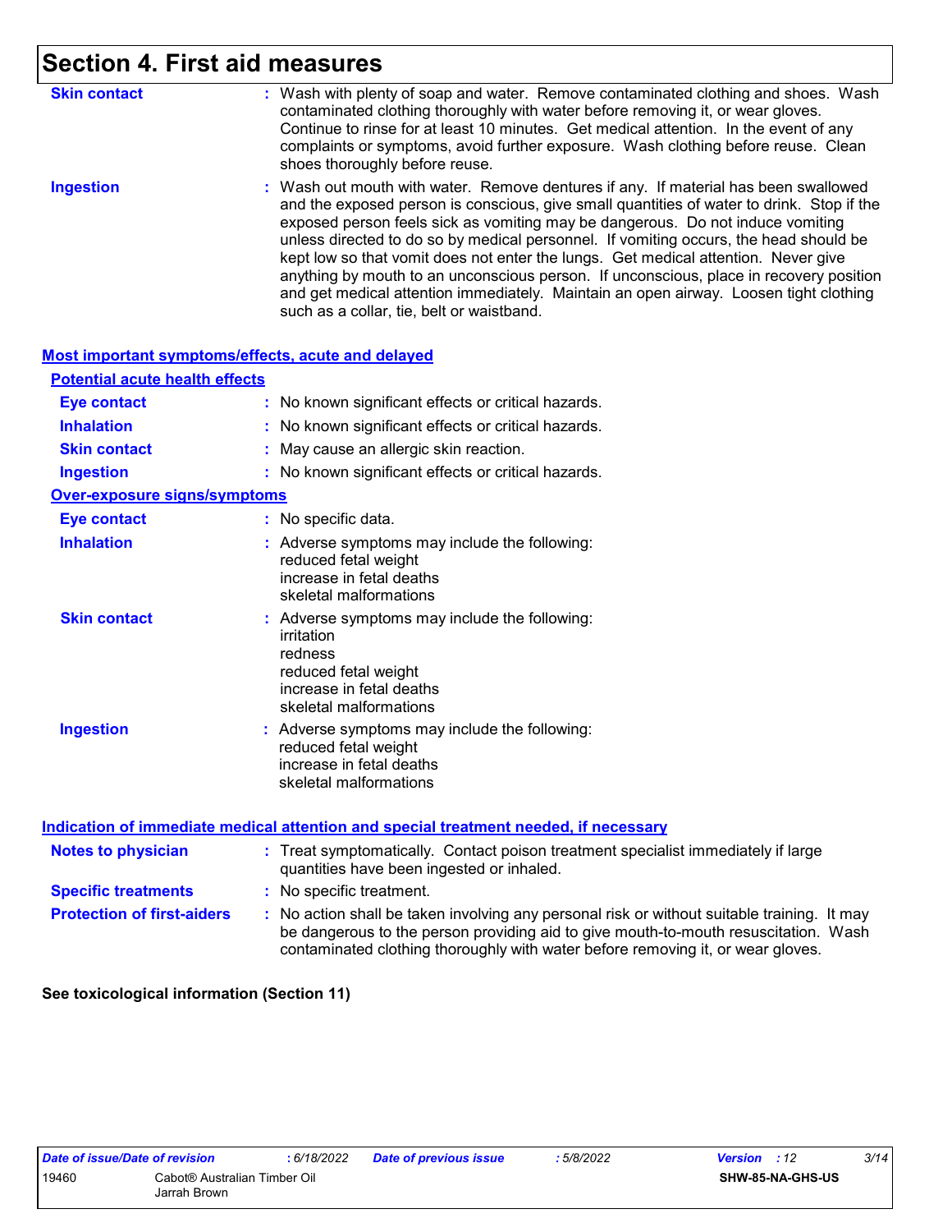# Section 4. First aid measures

| | |
|---|---|
| **Skin contact** | : Wash with plenty of soap and water. Remove contaminated clothing and shoes. Wash contaminated clothing thoroughly with water before removing it, or wear gloves. Continue to rinse for at least 10 minutes. Get medical attention. In the event of any complaints or symptoms, avoid further exposure. Wash clothing before reuse. Clean shoes thoroughly before reuse. |
| **Ingestion** | : Wash out mouth with water. Remove dentures if any. If material has been swallowed and the exposed person is conscious, give small quantities of water to drink. Stop if the exposed person feels sick as vomiting may be dangerous. Do not induce vomiting unless directed to do so by medical personnel. If vomiting occurs, the head should be kept low so that vomit does not enter the lungs. Get medical attention. Never give anything by mouth to an unconscious person. If unconscious, place in recovery position and get medical attention immediately. Maintain an open airway. Loosen tight clothing such as a collar, tie, belt or waistband. |

## Most important symptoms/effects, acute and delayed

### Potential acute health effects

| | |
|---|---|
| **Eye contact** | : No known significant effects or critical hazards. |
| **Inhalation** | : No known significant effects or critical hazards. |
| **Skin contact** | : May cause an allergic skin reaction. |
| **Ingestion** | : No known significant effects or critical hazards. |

### Over-exposure signs/symptoms

| | |
|---|---|
| **Eye contact** | : No specific data. |
| **Inhalation** | : Adverse symptoms may include the following:<br>reduced fetal weight<br>increase in fetal deaths<br>skeletal malformations |
| **Skin contact** | : Adverse symptoms may include the following:<br>irritation<br>redness<br>reduced fetal weight<br>increase in fetal deaths<br>skeletal malformations |
| **Ingestion** | : Adverse symptoms may include the following:<br>reduced fetal weight<br>increase in fetal deaths<br>skeletal malformations |

## Indication of immediate medical attention and special treatment needed, if necessary

| | |
|---|---|
| **Notes to physician** | : Treat symptomatically. Contact poison treatment specialist immediately if large quantities have been ingested or inhaled. |
| **Specific treatments** | : No specific treatment. |
| **Protection of first-aiders** | : No action shall be taken involving any personal risk or without suitable training. It may be dangerous to the person providing aid to give mouth-to-mouth resuscitation. Wash contaminated clothing thoroughly with water before removing it, or wear gloves. |

**See toxicological information (Section 11)**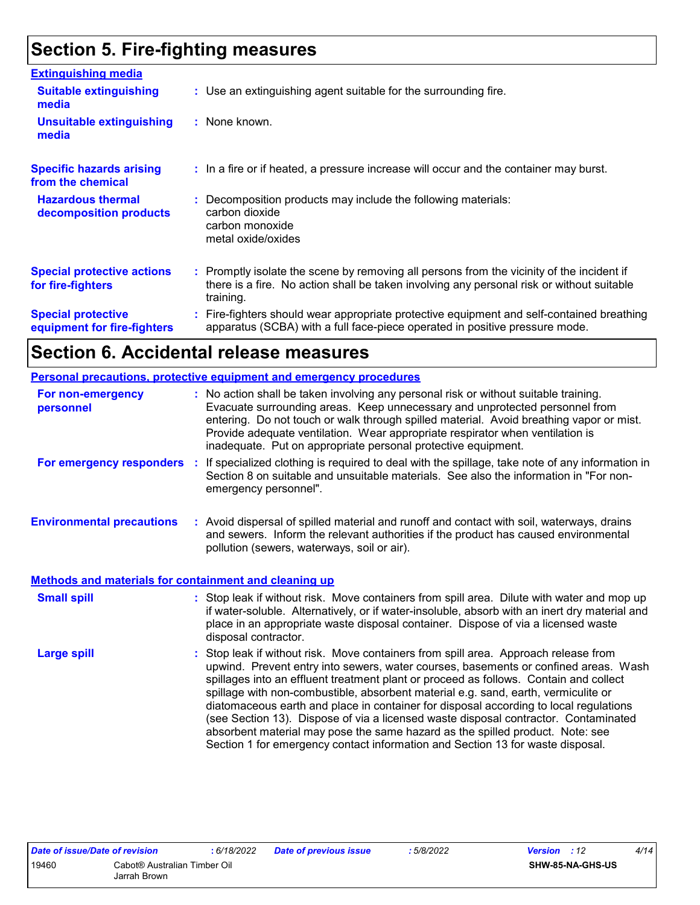# Section 5. Fire-fighting measures

### Extinguishing media

**Suitable extinguishing media** : Use an extinguishing agent suitable for the surrounding fire.

**Unsuitable extinguishing media** : None known.

**Specific hazards arising from the chemical** : In a fire or if heated, a pressure increase will occur and the container may burst.

**Hazardous thermal decomposition products** : Decomposition products may include the following materials:
carbon dioxide
carbon monoxide
metal oxide/oxides

**Special protective actions for fire-fighters** : Promptly isolate the scene by removing all persons from the vicinity of the incident if there is a fire. No action shall be taken involving any personal risk or without suitable training.

**Special protective equipment for fire-fighters** : Fire-fighters should wear appropriate protective equipment and self-contained breathing apparatus (SCBA) with a full face-piece operated in positive pressure mode.

# Section 6. Accidental release measures

### Personal precautions, protective equipment and emergency procedures

**For non-emergency personnel** : No action shall be taken involving any personal risk or without suitable training. Evacuate surrounding areas. Keep unnecessary and unprotected personnel from entering. Do not touch or walk through spilled material. Avoid breathing vapor or mist. Provide adequate ventilation. Wear appropriate respirator when ventilation is inadequate. Put on appropriate personal protective equipment.

**For emergency responders** : If specialized clothing is required to deal with the spillage, take note of any information in Section 8 on suitable and unsuitable materials. See also the information in "For non-emergency personnel".

**Environmental precautions** : Avoid dispersal of spilled material and runoff and contact with soil, waterways, drains and sewers. Inform the relevant authorities if the product has caused environmental pollution (sewers, waterways, soil or air).

### Methods and materials for containment and cleaning up

**Small spill** : Stop leak if without risk. Move containers from spill area. Dilute with water and mop up if water-soluble. Alternatively, or if water-insoluble, absorb with an inert dry material and place in an appropriate waste disposal container. Dispose of via a licensed waste disposal contractor.

**Large spill** : Stop leak if without risk. Move containers from spill area. Approach release from upwind. Prevent entry into sewers, water courses, basements or confined areas. Wash spillages into an effluent treatment plant or proceed as follows. Contain and collect spillage with non-combustible, absorbent material e.g. sand, earth, vermiculite or diatomaceous earth and place in container for disposal according to local regulations (see Section 13). Dispose of via a licensed waste disposal contractor. Contaminated absorbent material may pose the same hazard as the spilled product. Note: see Section 1 for emergency contact information and Section 13 for waste disposal.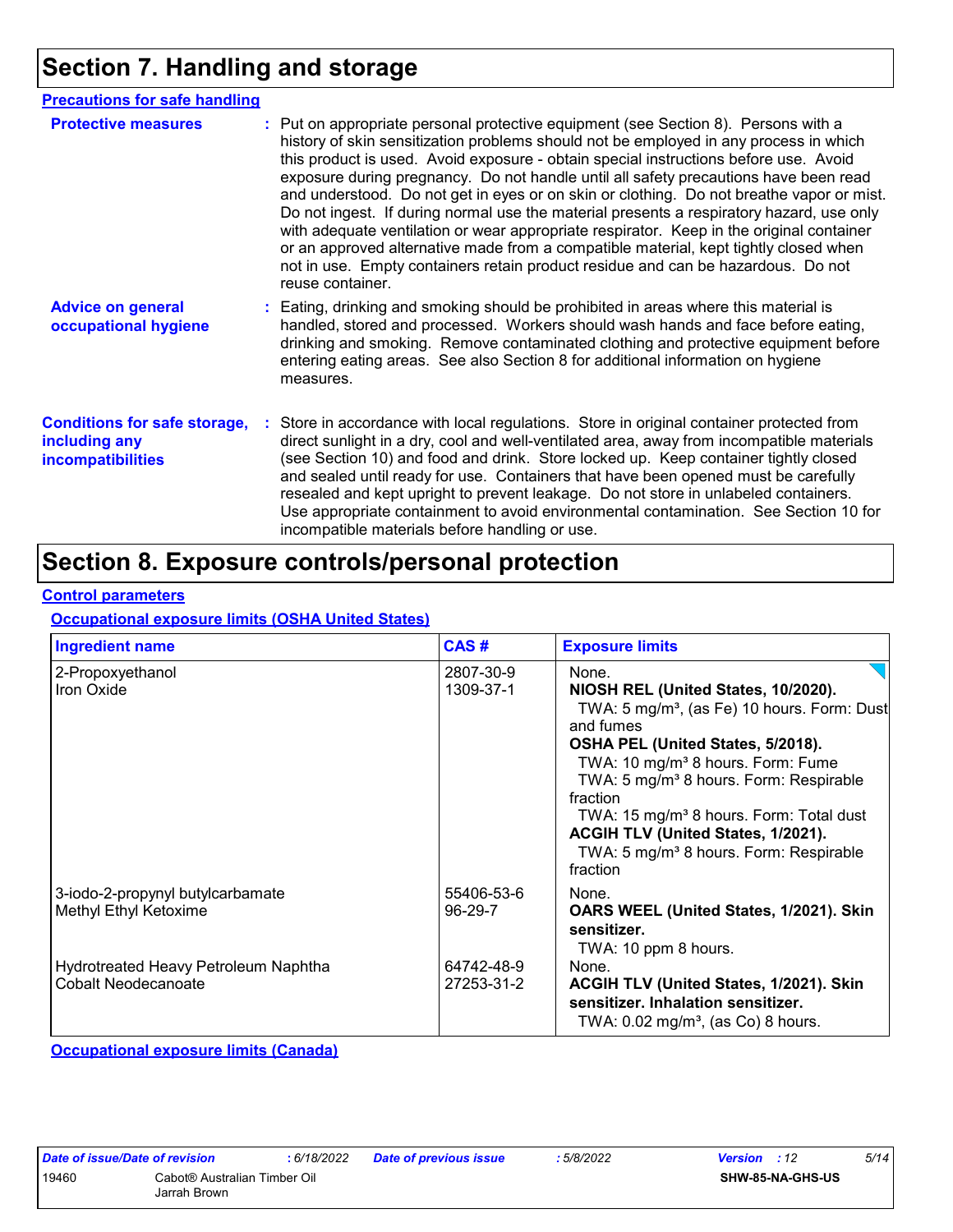# Section 7. Handling and storage

## Precautions for safe handling

**Protective measures** : Put on appropriate personal protective equipment (see Section 8). Persons with a history of skin sensitization problems should not be employed in any process in which this product is used. Avoid exposure - obtain special instructions before use. Avoid exposure during pregnancy. Do not handle until all safety precautions have been read and understood. Do not get in eyes or on skin or clothing. Do not breathe vapor or mist. Do not ingest. If during normal use the material presents a respiratory hazard, use only with adequate ventilation or wear appropriate respirator. Keep in the original container or an approved alternative made from a compatible material, kept tightly closed when not in use. Empty containers retain product residue and can be hazardous. Do not reuse container.

**Advice on general occupational hygiene** : Eating, drinking and smoking should be prohibited in areas where this material is handled, stored and processed. Workers should wash hands and face before eating, drinking and smoking. Remove contaminated clothing and protective equipment before entering eating areas. See also Section 8 for additional information on hygiene measures.

**Conditions for safe storage, including any incompatibilities** : Store in accordance with local regulations. Store in original container protected from direct sunlight in a dry, cool and well-ventilated area, away from incompatible materials (see Section 10) and food and drink. Store locked up. Keep container tightly closed and sealed until ready for use. Containers that have been opened must be carefully resealed and kept upright to prevent leakage. Do not store in unlabeled containers. Use appropriate containment to avoid environmental contamination. See Section 10 for incompatible materials before handling or use.

# Section 8. Exposure controls/personal protection

## Control parameters

### Occupational exposure limits (OSHA United States)

| Ingredient name | CAS # | Exposure limits |
|---|---|---|
| 2-Propoxyethanol | 2807-30-9 | None. |
| Iron Oxide | 1309-37-1 | **NIOSH REL (United States, 10/2020).** TWA: 5 mg/m³, (as Fe) 10 hours. Form: Dust and fumes **OSHA PEL (United States, 5/2018).** TWA: 10 mg/m³ 8 hours. Form: Fume TWA: 5 mg/m³ 8 hours. Form: Respirable fraction TWA: 15 mg/m³ 8 hours. Form: Total dust **ACGIH TLV (United States, 1/2021).** TWA: 5 mg/m³ 8 hours. Form: Respirable fraction |
| 3-iodo-2-propynyl butylcarbamate | 55406-53-6 | None. |
| Methyl Ethyl Ketoxime | 96-29-7 | **OARS WEEL (United States, 1/2021). Skin sensitizer.** TWA: 10 ppm 8 hours. |
| Hydrotreated Heavy Petroleum Naphtha | 64742-48-9 | None. |
| Cobalt Neodecanoate | 27253-31-2 | **ACGIH TLV (United States, 1/2021). Skin sensitizer. Inhalation sensitizer.** TWA: 0.02 mg/m³, (as Co) 8 hours. |

### Occupational exposure limits (Canada)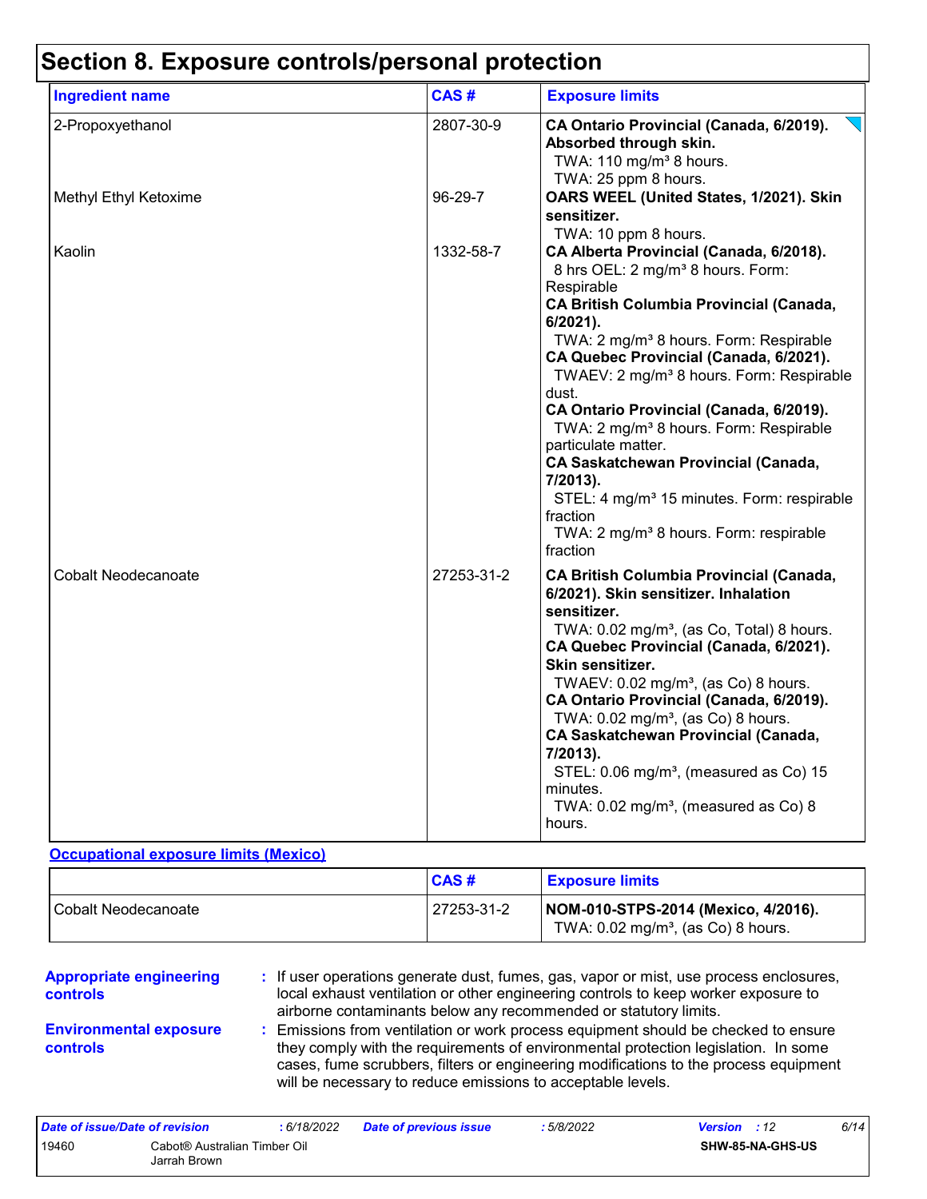# Section 8. Exposure controls/personal protection

| Ingredient name | CAS # | Exposure limits |
|---|---|---|
| 2-Propoxyethanol | 2807-30-9 | **CA Ontario Provincial (Canada, 6/2019). Absorbed through skin.**<br>TWA: 110 mg/m³ 8 hours.<br>TWA: 25 ppm 8 hours. |
| Methyl Ethyl Ketoxime | 96-29-7 | **OARS WEEL (United States, 1/2021). Skin sensitizer.**<br>TWA: 10 ppm 8 hours. |
| Kaolin | 1332-58-7 | **CA Alberta Provincial (Canada, 6/2018).**<br>8 hrs OEL: 2 mg/m³ 8 hours. Form: Respirable<br>**CA British Columbia Provincial (Canada, 6/2021).**<br>TWA: 2 mg/m³ 8 hours. Form: Respirable<br>**CA Quebec Provincial (Canada, 6/2021).**<br>TWAEV: 2 mg/m³ 8 hours. Form: Respirable dust.<br>**CA Ontario Provincial (Canada, 6/2019).**<br>TWA: 2 mg/m³ 8 hours. Form: Respirable particulate matter.<br>**CA Saskatchewan Provincial (Canada, 7/2013).**<br>STEL: 4 mg/m³ 15 minutes. Form: respirable fraction<br>TWA: 2 mg/m³ 8 hours. Form: respirable fraction |
| Cobalt Neodecanoate | 27253-31-2 | **CA British Columbia Provincial (Canada, 6/2021). Skin sensitizer. Inhalation sensitizer.**<br>TWA: 0.02 mg/m³, (as Co, Total) 8 hours.<br>**CA Quebec Provincial (Canada, 6/2021). Skin sensitizer.**<br>TWAEV: 0.02 mg/m³, (as Co) 8 hours.<br>**CA Ontario Provincial (Canada, 6/2019).**<br>TWA: 0.02 mg/m³, (as Co) 8 hours.<br>**CA Saskatchewan Provincial (Canada, 7/2013).**<br>STEL: 0.06 mg/m³, (measured as Co) 15 minutes.<br>TWA: 0.02 mg/m³, (measured as Co) 8 hours. |

**Occupational exposure limits (Mexico)**

| | CAS # | Exposure limits |
|---|---|---|
| Cobalt Neodecanoate | 27253-31-2 | **NOM-010-STPS-2014 (Mexico, 4/2016).**<br>TWA: 0.02 mg/m³, (as Co) 8 hours. |

**Appropriate engineering controls** : If user operations generate dust, fumes, gas, vapor or mist, use process enclosures, local exhaust ventilation or other engineering controls to keep worker exposure to airborne contaminants below any recommended or statutory limits.

**Environmental exposure controls** : Emissions from ventilation or work process equipment should be checked to ensure they comply with the requirements of environmental protection legislation. In some cases, fume scrubbers, filters or engineering modifications to the process equipment will be necessary to reduce emissions to acceptable levels.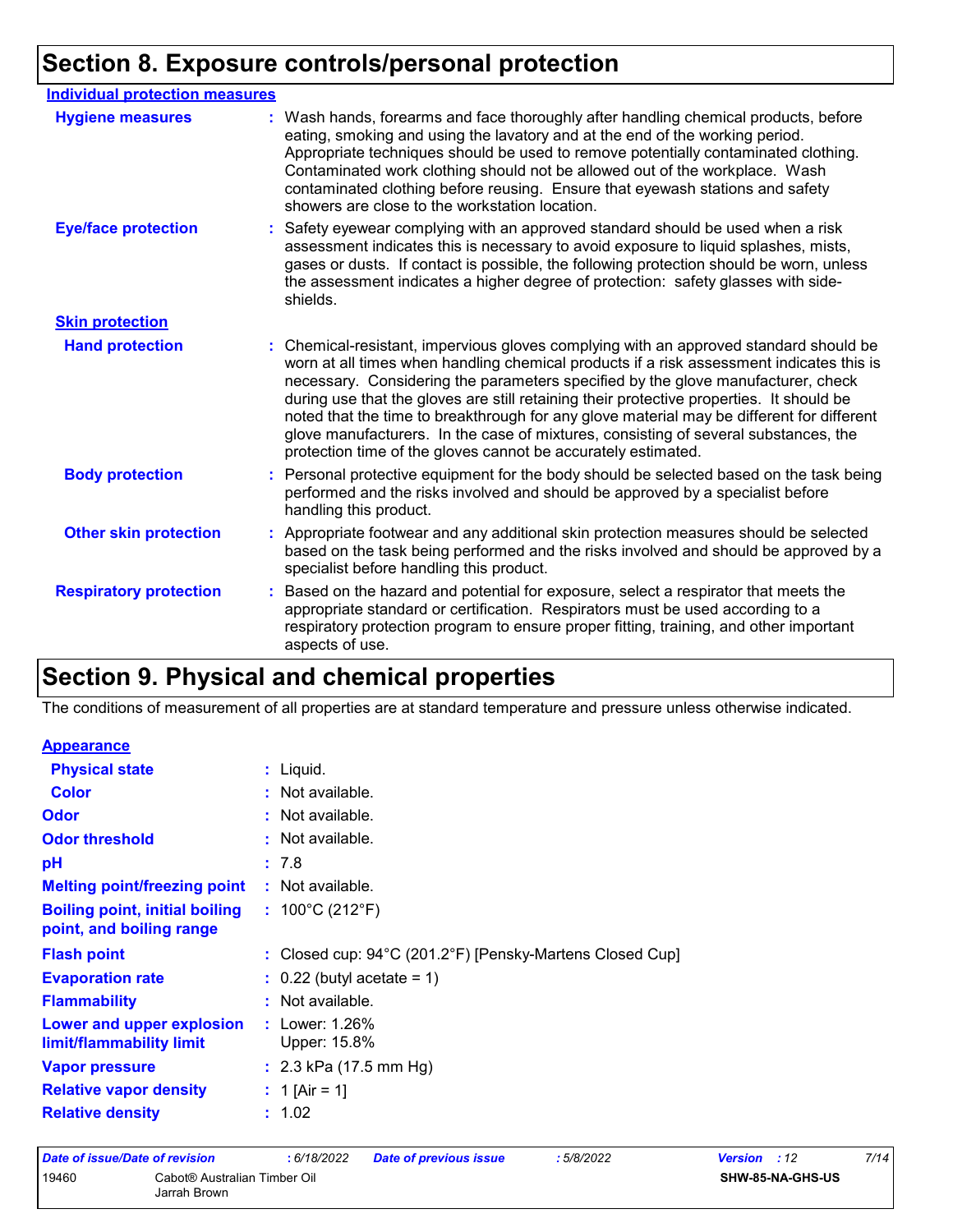## Section 8. Exposure controls/personal protection

**Individual protection measures**

**Hygiene measures** : Wash hands, forearms and face thoroughly after handling chemical products, before eating, smoking and using the lavatory and at the end of the working period. Appropriate techniques should be used to remove potentially contaminated clothing. Contaminated work clothing should not be allowed out of the workplace. Wash contaminated clothing before reusing. Ensure that eyewash stations and safety showers are close to the workstation location.

**Eye/face protection** : Safety eyewear complying with an approved standard should be used when a risk assessment indicates this is necessary to avoid exposure to liquid splashes, mists, gases or dusts. If contact is possible, the following protection should be worn, unless the assessment indicates a higher degree of protection: safety glasses with side-shields.

**Skin protection**

**Hand protection** : Chemical-resistant, impervious gloves complying with an approved standard should be worn at all times when handling chemical products if a risk assessment indicates this is necessary. Considering the parameters specified by the glove manufacturer, check during use that the gloves are still retaining their protective properties. It should be noted that the time to breakthrough for any glove material may be different for different glove manufacturers. In the case of mixtures, consisting of several substances, the protection time of the gloves cannot be accurately estimated.

**Body protection** : Personal protective equipment for the body should be selected based on the task being performed and the risks involved and should be approved by a specialist before handling this product.

**Other skin protection** : Appropriate footwear and any additional skin protection measures should be selected based on the task being performed and the risks involved and should be approved by a specialist before handling this product.

**Respiratory protection** : Based on the hazard and potential for exposure, select a respirator that meets the appropriate standard or certification. Respirators must be used according to a respiratory protection program to ensure proper fitting, training, and other important aspects of use.

## Section 9. Physical and chemical properties

The conditions of measurement of all properties are at standard temperature and pressure unless otherwise indicated.

**Appearance**

**Physical state** : Liquid.

**Color** : Not available.

**Odor** : Not available.

**Odor threshold** : Not available.

**pH** : 7.8

**Melting point/freezing point** : Not available.

**Boiling point, initial boiling point, and boiling range** : 100°C (212°F)

**Flash point** : Closed cup: 94°C (201.2°F) [Pensky-Martens Closed Cup]

**Evaporation rate** : 0.22 (butyl acetate = 1)

**Flammability** : Not available.

**Lower and upper explosion limit/flammability limit** : Lower: 1.26%
Upper: 15.8%

**Vapor pressure** : 2.3 kPa (17.5 mm Hg)

**Relative vapor density** : 1 [Air = 1]

**Relative density** : 1.02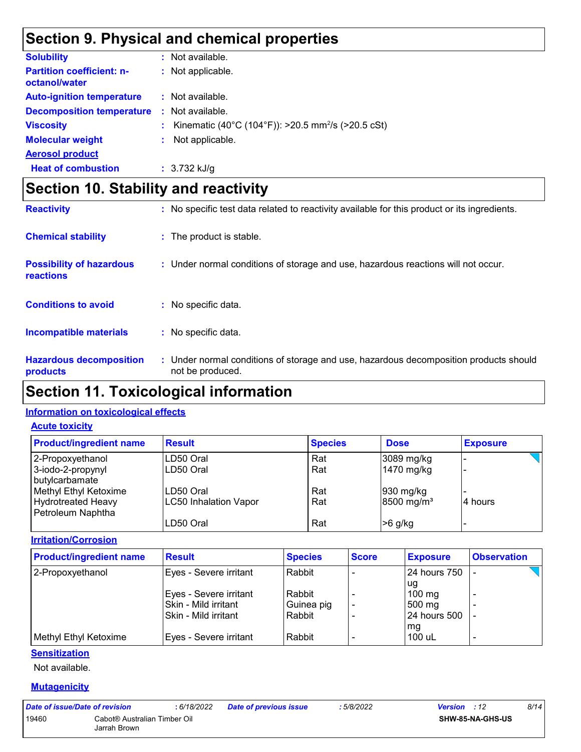## Section 9. Physical and chemical properties

**Solubility** : Not available.

**Partition coefficient: n-octanol/water** : Not applicable.

**Auto-ignition temperature** : Not available.

**Decomposition temperature** : Not available.

**Viscosity** : Kinematic (40°C (104°F)): >20.5 $mm^2/s$ (>20.5 cSt)

**Molecular weight** : Not applicable.

**Aerosol product**

**Heat of combustion** : 3.732 kJ/g

## Section 10. Stability and reactivity

**Reactivity** : No specific test data related to reactivity available for this product or its ingredients.

**Chemical stability** : The product is stable.

**Possibility of hazardous reactions** : Under normal conditions of storage and use, hazardous reactions will not occur.

**Conditions to avoid** : No specific data.

**Incompatible materials** : No specific data.

**Hazardous decomposition products** : Under normal conditions of storage and use, hazardous decomposition products should not be produced.

## Section 11. Toxicological information

**Information on toxicological effects**

**Acute toxicity**

| Product/ingredient name | Result | Species | Dose | Exposure |
|---|---|---|---|---|
| 2-Propoxyethanol | LD50 Oral | Rat | 3089 mg/kg | - |
| 3-iodo-2-propynyl butylcarbamate | LD50 Oral | Rat | 1470 mg/kg | - |
| Methyl Ethyl Ketoxime | LD50 Oral | Rat | 930 mg/kg | - |
| Hydrotreated Heavy Petroleum Naphtha | LC50 Inhalation Vapor | Rat | 8500 $mg/m^3$ | 4 hours |
| | LD50 Oral | Rat | >6 g/kg | - |

**Irritation/Corrosion**

| Product/ingredient name | Result | Species | Score | Exposure | Observation |
|---|---|---|---|---|---|
| 2-Propoxyethanol | Eyes - Severe irritant | Rabbit | - | 24 hours 750 ug | - |
| | Eyes - Severe irritant | Rabbit | - | 100 mg | - |
| | Skin - Mild irritant | Guinea pig | - | 500 mg | - |
| | Skin - Mild irritant | Rabbit | - | 24 hours 500 mg | - |
| Methyl Ethyl Ketoxime | Eyes - Severe irritant | Rabbit | - | 100 uL | - |

**Sensitization**

Not available.

**Mutagenicity**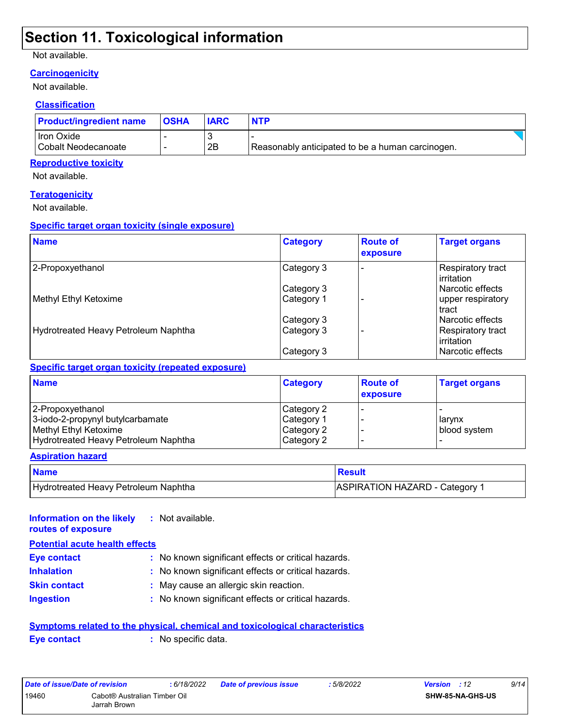## Section 11. Toxicological information

Not available.

### Carcinogenicity

Not available.

### Classification

| Product/ingredient name | OSHA | IARC | NTP |
|---|---|---|---|
| Iron Oxide | - | 3 | - |
| Cobalt Neodecanoate | - | 2B | Reasonably anticipated to be a human carcinogen. |

### Reproductive toxicity

Not available.

### Teratogenicity

Not available.

### Specific target organ toxicity (single exposure)

| Name | Category | Route of exposure | Target organs |
|---|---|---|---|
| 2-Propoxyethanol | Category 3 | - | Respiratory tract irritation |
| | Category 3 | | Narcotic effects |
| Methyl Ethyl Ketoxime | Category 1 | - | upper respiratory tract |
| | Category 3 | | Narcotic effects |
| Hydrotreated Heavy Petroleum Naphtha | Category 3 | - | Respiratory tract irritation |
| | Category 3 | | Narcotic effects |

### Specific target organ toxicity (repeated exposure)

| Name | Category | Route of exposure | Target organs |
|---|---|---|---|
| 2-Propoxyethanol | Category 2 | - | - |
| 3-iodo-2-propynyl butylcarbamate | Category 1 | - | larynx |
| Methyl Ethyl Ketoxime | Category 2 | - | blood system |
| Hydrotreated Heavy Petroleum Naphtha | Category 2 | - | - |

### Aspiration hazard

| Name | Result |
|---|---|
| Hydrotreated Heavy Petroleum Naphtha | ASPIRATION HAZARD - Category 1 |

**Information on the likely routes of exposure** : Not available.

### Potential acute health effects

**Eye contact** : No known significant effects or critical hazards.

**Inhalation** : No known significant effects or critical hazards.

**Skin contact** : May cause an allergic skin reaction.

**Ingestion** : No known significant effects or critical hazards.

### Symptoms related to the physical, chemical and toxicological characteristics

**Eye contact** : No specific data.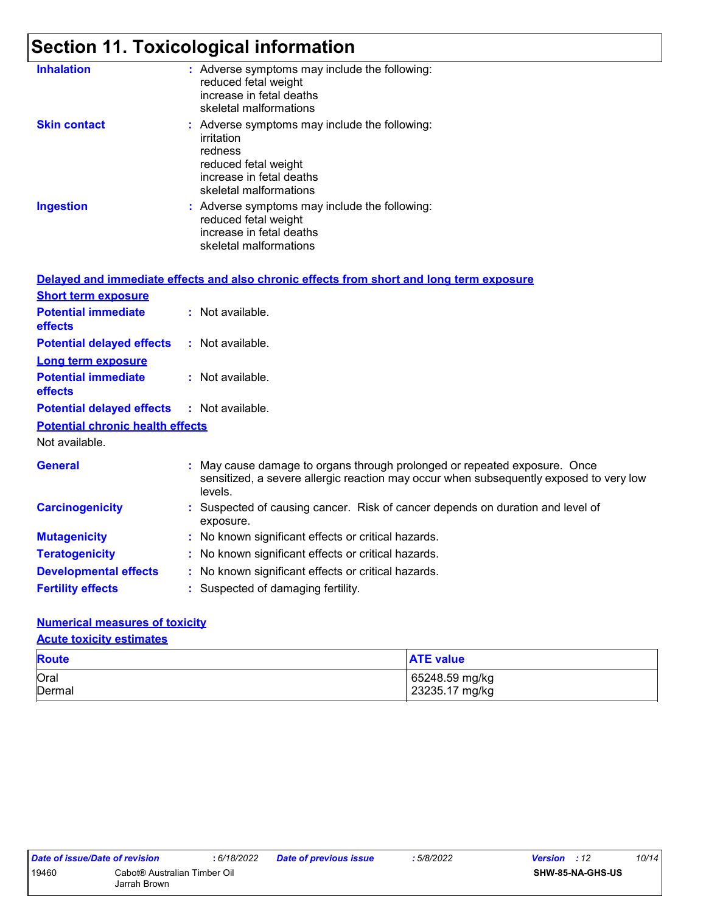# Section 11. Toxicological information

**Inhalation** : Adverse symptoms may include the following:
reduced fetal weight
increase in fetal deaths
skeletal malformations

**Skin contact** : Adverse symptoms may include the following:
irritation
redness
reduced fetal weight
increase in fetal deaths
skeletal malformations

**Ingestion** : Adverse symptoms may include the following:
reduced fetal weight
increase in fetal deaths
skeletal malformations

## Delayed and immediate effects and also chronic effects from short and long term exposure

### Short term exposure

**Potential immediate effects** : Not available.

**Potential delayed effects** : Not available.

### Long term exposure

**Potential immediate effects** : Not available.

**Potential delayed effects** : Not available.

### Potential chronic health effects

Not available.

**General** : May cause damage to organs through prolonged or repeated exposure. Once sensitized, a severe allergic reaction may occur when subsequently exposed to very low levels.

**Carcinogenicity** : Suspected of causing cancer. Risk of cancer depends on duration and level of exposure.

**Mutagenicity** : No known significant effects or critical hazards.

**Teratogenicity** : No known significant effects or critical hazards.

**Developmental effects** : No known significant effects or critical hazards.

**Fertility effects** : Suspected of damaging fertility.

## Numerical measures of toxicity

### Acute toxicity estimates

| Route | ATE value |
|---|---|
| Oral | 65248.59 mg/kg |
| Dermal | 23235.17 mg/kg |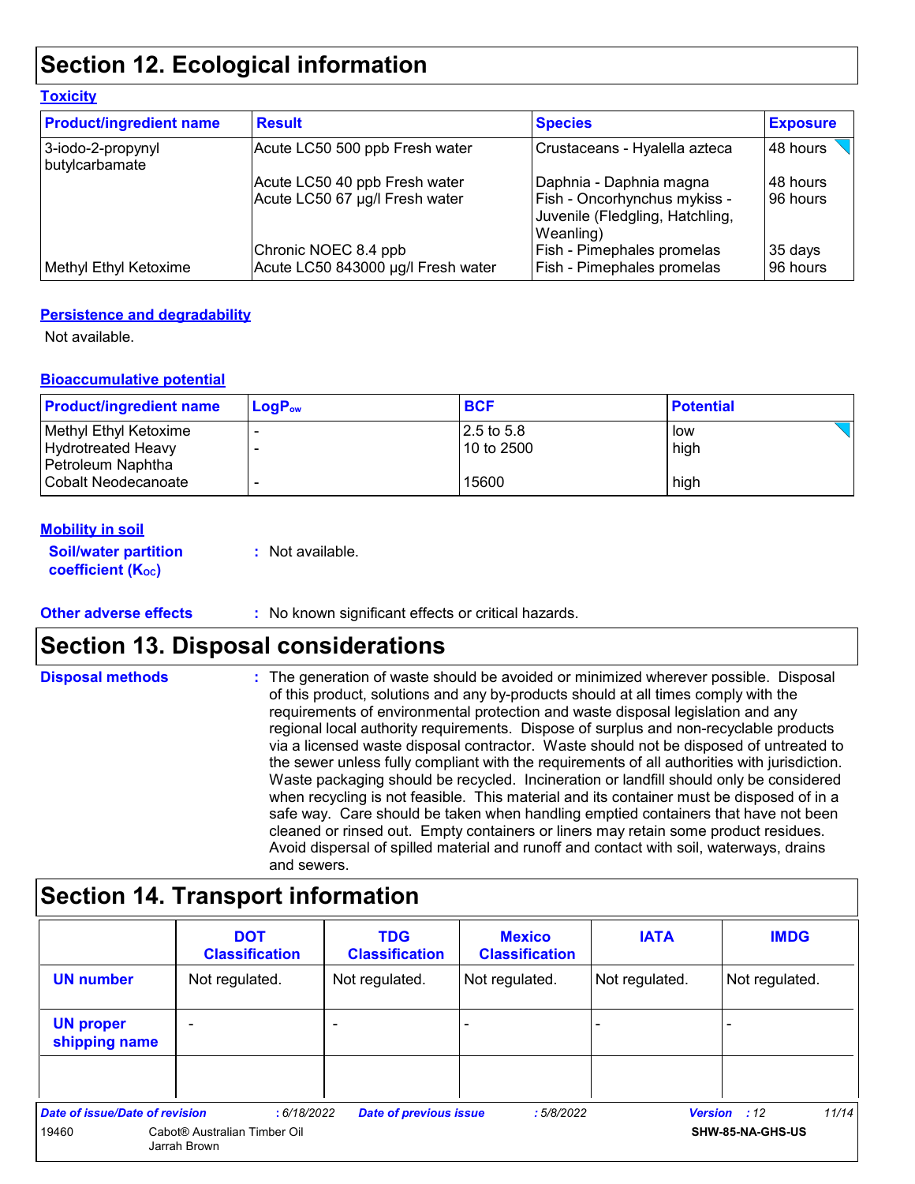# Section 12. Ecological information

## Toxicity

| Product/ingredient name | Result | Species | Exposure |
|---|---|---|---|
| 3-iodo-2-propynyl butylcarbamate | Acute LC50 500 ppb Fresh water | Crustaceans - Hyalella azteca | 48 hours |
| | Acute LC50 40 ppb Fresh water | Daphnia - Daphnia magna | 48 hours |
| | Acute LC50 67 µg/l Fresh water | Fish - Oncorhynchus mykiss - Juvenile (Fledgling, Hatchling, Weanling) | 96 hours |
| | Chronic NOEC 8.4 ppb | Fish - Pimephales promelas | 35 days |
| Methyl Ethyl Ketoxime | Acute LC50 843000 µg/l Fresh water | Fish - Pimephales promelas | 96 hours |

## Persistence and degradability

Not available.

## Bioaccumulative potential

| Product/ingredient name | $LogP_{ow}$ | BCF | Potential |
|---|---|---|---|
| Methyl Ethyl Ketoxime | - | 2.5 to 5.8 | low |
| Hydrotreated Heavy Petroleum Naphtha | - | 10 to 2500 | high |
| Cobalt Neodecanoate | - | 15600 | high |

## Mobility in soil

**Soil/water partition coefficient ($K_{OC}$)** : Not available.

**Other adverse effects** : No known significant effects or critical hazards.

# Section 13. Disposal considerations

**Disposal methods** : The generation of waste should be avoided or minimized wherever possible. Disposal of this product, solutions and any by-products should at all times comply with the requirements of environmental protection and waste disposal legislation and any regional local authority requirements. Dispose of surplus and non-recyclable products via a licensed waste disposal contractor. Waste should not be disposed of untreated to the sewer unless fully compliant with the requirements of all authorities with jurisdiction. Waste packaging should be recycled. Incineration or landfill should only be considered when recycling is not feasible. This material and its container must be disposed of in a safe way. Care should be taken when handling emptied containers that have not been cleaned or rinsed out. Empty containers or liners may retain some product residues. Avoid dispersal of spilled material and runoff and contact with soil, waterways, drains and sewers.

# Section 14. Transport information

| | DOT Classification | TDG Classification | Mexico Classification | IATA | IMDG |
|---|---|---|---|---|---|
| UN number | Not regulated. | Not regulated. | Not regulated. | Not regulated. | Not regulated. |
| UN proper shipping name | - | - | - | - | - |
| | | | | | |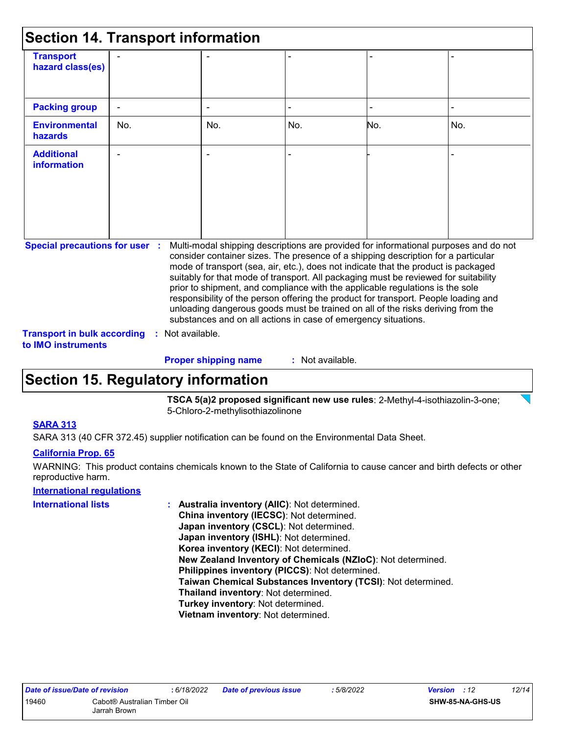## Section 14. Transport information

| | | | | | |
|---|---|---|---|---|---|
| **Transport hazard class(es)** | - | - | - | - | - |
| **Packing group** | - | - | - | - | - |
| **Environmental hazards** | No. | No. | No. | No. | No. |
| **Additional information** | - | - | - | - | - |

**Special precautions for user** : Multi-modal shipping descriptions are provided for informational purposes and do not consider container sizes. The presence of a shipping description for a particular mode of transport (sea, air, etc.), does not indicate that the product is packaged suitably for that mode of transport. All packaging must be reviewed for suitability prior to shipment, and compliance with the applicable regulations is the sole responsibility of the person offering the product for transport. People loading and unloading dangerous goods must be trained on all of the risks deriving from the substances and on all actions in case of emergency situations.

**Transport in bulk according to IMO instruments** : Not available.

**Proper shipping name** : Not available.

## Section 15. Regulatory information

**TSCA 5(a)2 proposed significant new use rules**: 2-Methyl-4-isothiazolin-3-one; 5-Chloro-2-methylisothiazolinone

**SARA 313**

SARA 313 (40 CFR 372.45) supplier notification can be found on the Environmental Data Sheet.

**California Prop. 65**

WARNING: This product contains chemicals known to the State of California to cause cancer and birth defects or other reproductive harm.

**International regulations**

**International lists** :
- **Australia inventory (AIIC)**: Not determined.
- **China inventory (IECSC)**: Not determined.
- **Japan inventory (CSCL)**: Not determined.
- **Japan inventory (ISHL)**: Not determined.
- **Korea inventory (KECI)**: Not determined.
- **New Zealand Inventory of Chemicals (NZIoC)**: Not determined.
- **Philippines inventory (PICCS)**: Not determined.
- **Taiwan Chemical Substances Inventory (TCSI)**: Not determined.
- **Thailand inventory**: Not determined.
- **Turkey inventory**: Not determined.
- **Vietnam inventory**: Not determined.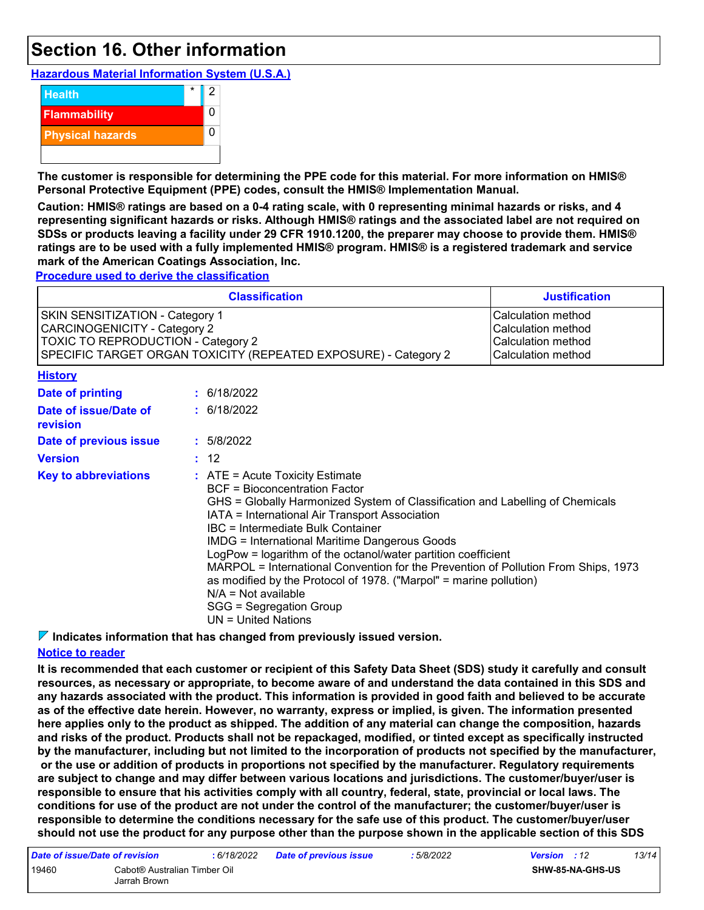# Section 16. Other information

**Hazardous Material Information System (U.S.A.)**

| | | |
|---|---|---|
| Health | * | 2 |
| Flammability | | 0 |
| Physical hazards | | 0 |

**The customer is responsible for determining the PPE code for this material. For more information on HMIS® Personal Protective Equipment (PPE) codes, consult the HMIS® Implementation Manual.**

**Caution: HMIS® ratings are based on a 0-4 rating scale, with 0 representing minimal hazards or risks, and 4 representing significant hazards or risks. Although HMIS® ratings and the associated label are not required on SDSs or products leaving a facility under 29 CFR 1910.1200, the preparer may choose to provide them. HMIS® ratings are to be used with a fully implemented HMIS® program. HMIS® is a registered trademark and service mark of the American Coatings Association, Inc.**

**Procedure used to derive the classification**

| Classification | Justification |
|---|---|
| SKIN SENSITIZATION - Category 1 | Calculation method |
| CARCINOGENICITY - Category 2 | Calculation method |
| TOXIC TO REPRODUCTION - Category 2 | Calculation method |
| SPECIFIC TARGET ORGAN TOXICITY (REPEATED EXPOSURE) - Category 2 | Calculation method |

**History**

**Date of printing** : 6/18/2022

**Date of issue/Date of revision** : 6/18/2022

**Date of previous issue** : 5/8/2022

**Version** : 12

**Key to abbreviations** :
ATE = Acute Toxicity Estimate
BCF = Bioconcentration Factor
GHS = Globally Harmonized System of Classification and Labelling of Chemicals
IATA = International Air Transport Association
IBC = Intermediate Bulk Container
IMDG = International Maritime Dangerous Goods
LogPow = logarithm of the octanol/water partition coefficient
MARPOL = International Convention for the Prevention of Pollution From Ships, 1973 as modified by the Protocol of 1978. ("Marpol" = marine pollution)
N/A = Not available
SGG = Segregation Group
UN = United Nations

**Indicates information that has changed from previously issued version.**

**Notice to reader**

**It is recommended that each customer or recipient of this Safety Data Sheet (SDS) study it carefully and consult resources, as necessary or appropriate, to become aware of and understand the data contained in this SDS and any hazards associated with the product. This information is provided in good faith and believed to be accurate as of the effective date herein. However, no warranty, express or implied, is given. The information presented here applies only to the product as shipped. The addition of any material can change the composition, hazards and risks of the product. Products shall not be repackaged, modified, or tinted except as specifically instructed by the manufacturer, including but not limited to the incorporation of products not specified by the manufacturer, or the use or addition of products in proportions not specified by the manufacturer. Regulatory requirements are subject to change and may differ between various locations and jurisdictions. The customer/buyer/user is responsible to ensure that his activities comply with all country, federal, state, provincial or local laws. The conditions for use of the product are not under the control of the manufacturer; the customer/buyer/user is responsible to determine the conditions necessary for the safe use of this product. The customer/buyer/user should not use the product for any purpose other than the purpose shown in the applicable section of this SDS**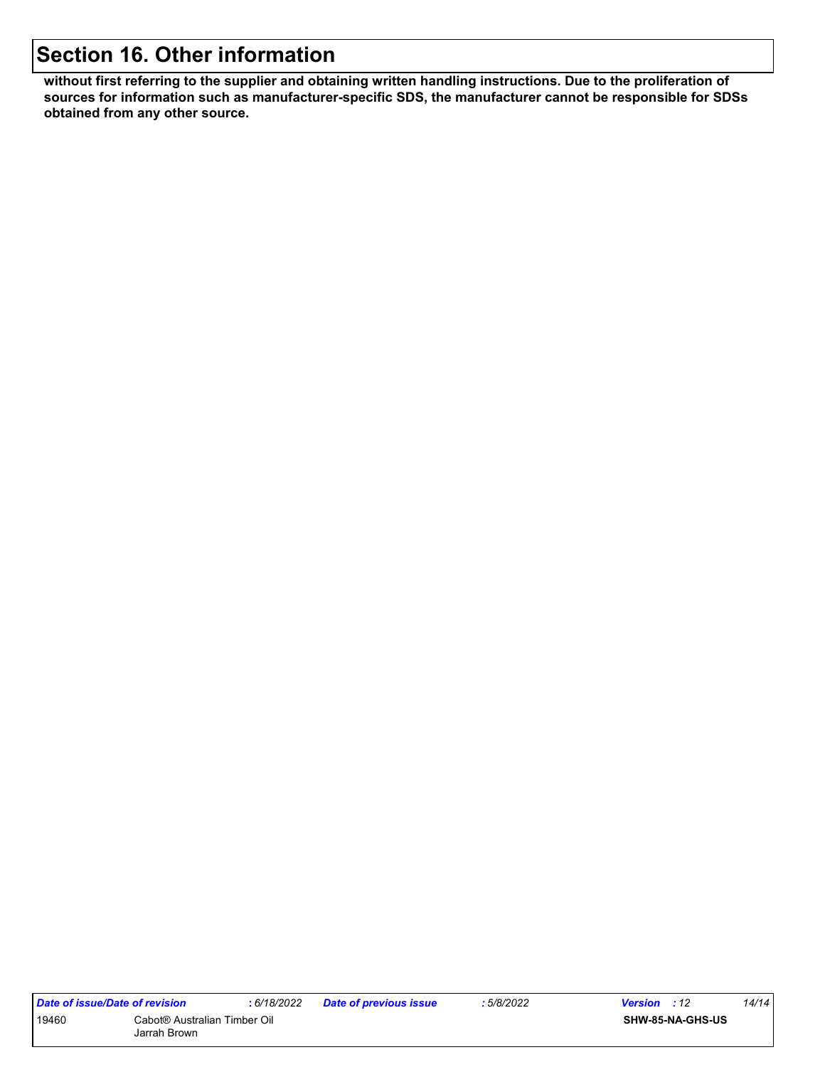# Section 16. Other information

**without first referring to the supplier and obtaining written handling instructions. Due to the proliferation of sources for information such as manufacturer-specific SDS, the manufacturer cannot be responsible for SDSs obtained from any other source.**